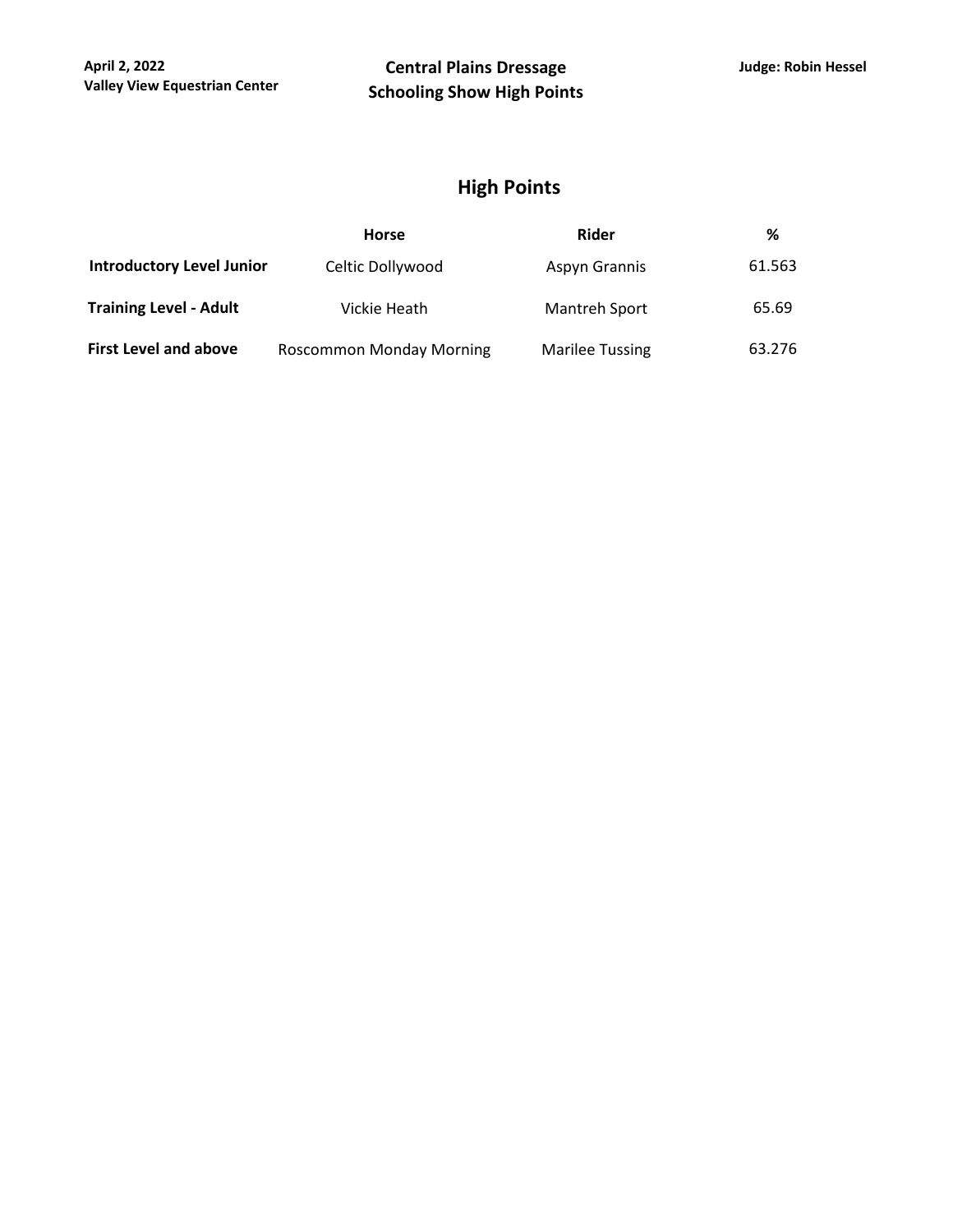April 2, 2022
Valley View Equestrian Center

**Central Plains Dressage**
**Schooling Show High Points**

Judge: Robin Hessel

## High Points

| | Horse | Rider | % |
|---|---|---|---|
| **Introductory Level Junior** | Celtic Dollywood | Aspyn Grannis | 61.563 |
| **Training Level - Adult** | Vickie Heath | Mantreh Sport | 65.69 |
| **First Level and above** | Roscommon Monday Morning | Marilee Tussing | 63.276 |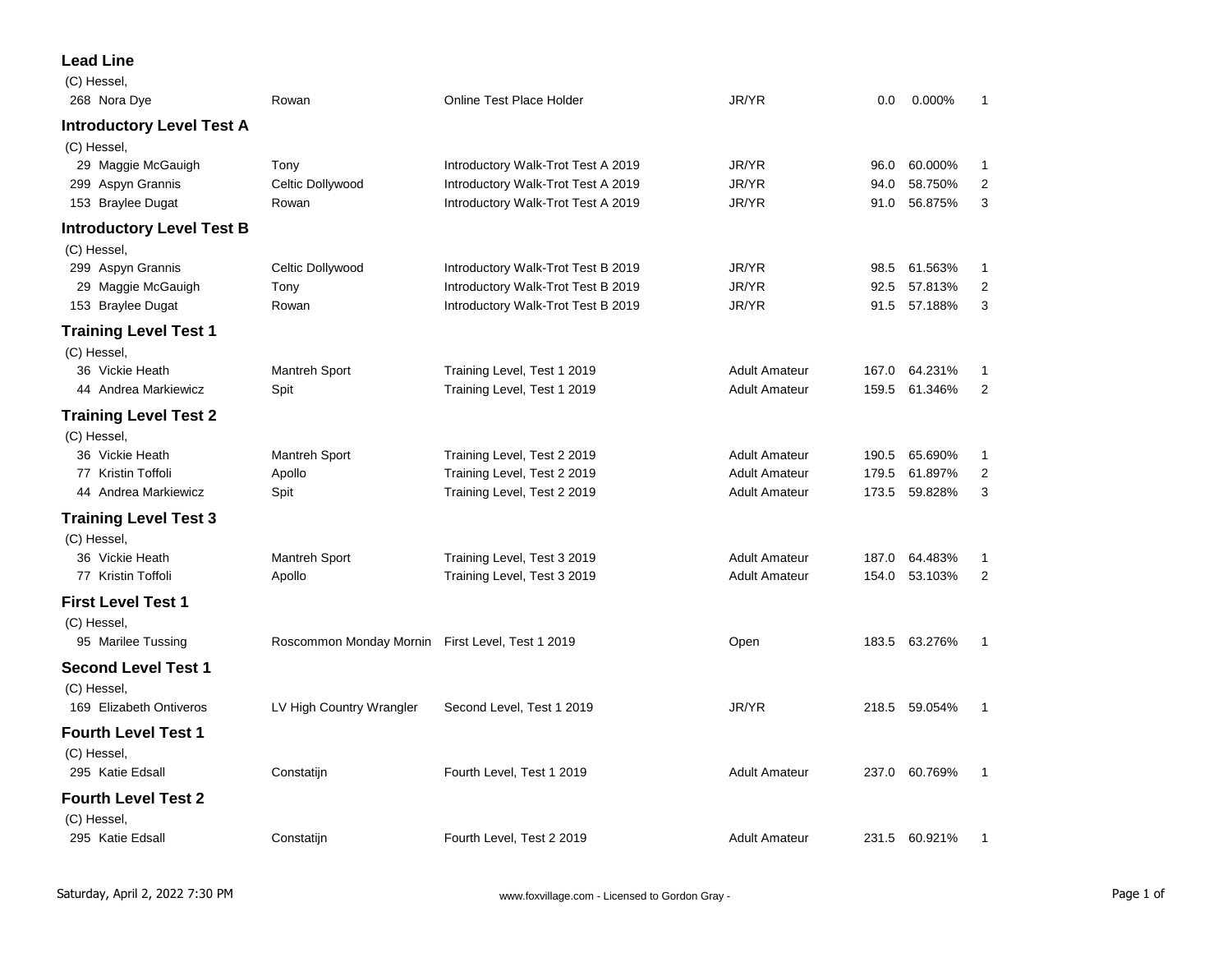### Lead Line

(C) Hessel,

| No. | Rider | Horse | Test | Division | Score | Percent | Place |
|---|---|---|---|---|---|---|---|
| 268 | Nora Dye | Rowan | Online Test Place Holder | JR/YR | 0.0 | 0.000% | 1 |

### Introductory Level Test A

(C) Hessel,

| No. | Rider | Horse | Test | Division | Score | Percent | Place |
|---|---|---|---|---|---|---|---|
| 29 | Maggie McGaugh | Tony | Introductory Walk-Trot Test A 2019 | JR/YR | 96.0 | 60.000% | 1 |
| 299 | Aspyn Grannis | Celtic Dollywood | Introductory Walk-Trot Test A 2019 | JR/YR | 94.0 | 58.750% | 2 |
| 153 | Braylee Dugat | Rowan | Introductory Walk-Trot Test A 2019 | JR/YR | 91.0 | 56.875% | 3 |

### Introductory Level Test B

(C) Hessel,

| No. | Rider | Horse | Test | Division | Score | Percent | Place |
|---|---|---|---|---|---|---|---|
| 299 | Aspyn Grannis | Celtic Dollywood | Introductory Walk-Trot Test B 2019 | JR/YR | 98.5 | 61.563% | 1 |
| 29 | Maggie McGaugh | Tony | Introductory Walk-Trot Test B 2019 | JR/YR | 92.5 | 57.813% | 2 |
| 153 | Braylee Dugat | Rowan | Introductory Walk-Trot Test B 2019 | JR/YR | 91.5 | 57.188% | 3 |

### Training Level Test 1

(C) Hessel,

| No. | Rider | Horse | Test | Division | Score | Percent | Place |
|---|---|---|---|---|---|---|---|
| 36 | Vickie Heath | Mantreh Sport | Training Level, Test 1 2019 | Adult Amateur | 167.0 | 64.231% | 1 |
| 44 | Andrea Markiewicz | Spit | Training Level, Test 1 2019 | Adult Amateur | 159.5 | 61.346% | 2 |

### Training Level Test 2

(C) Hessel,

| No. | Rider | Horse | Test | Division | Score | Percent | Place |
|---|---|---|---|---|---|---|---|
| 36 | Vickie Heath | Mantreh Sport | Training Level, Test 2 2019 | Adult Amateur | 190.5 | 65.690% | 1 |
| 77 | Kristin Toffoli | Apollo | Training Level, Test 2 2019 | Adult Amateur | 179.5 | 61.897% | 2 |
| 44 | Andrea Markiewicz | Spit | Training Level, Test 2 2019 | Adult Amateur | 173.5 | 59.828% | 3 |

### Training Level Test 3

(C) Hessel,

| No. | Rider | Horse | Test | Division | Score | Percent | Place |
|---|---|---|---|---|---|---|---|
| 36 | Vickie Heath | Mantreh Sport | Training Level, Test 3 2019 | Adult Amateur | 187.0 | 64.483% | 1 |
| 77 | Kristin Toffoli | Apollo | Training Level, Test 3 2019 | Adult Amateur | 154.0 | 53.103% | 2 |

### First Level Test 1

(C) Hessel,

| No. | Rider | Horse | Test | Division | Score | Percent | Place |
|---|---|---|---|---|---|---|---|
| 95 | Marilee Tussing | Roscommon Monday Mornin | First Level, Test 1 2019 | Open | 183.5 | 63.276% | 1 |

### Second Level Test 1

(C) Hessel,

| No. | Rider | Horse | Test | Division | Score | Percent | Place |
|---|---|---|---|---|---|---|---|
| 169 | Elizabeth Ontiveros | LV High Country Wrangler | Second Level, Test 1 2019 | JR/YR | 218.5 | 59.054% | 1 |

### Fourth Level Test 1

(C) Hessel,

| No. | Rider | Horse | Test | Division | Score | Percent | Place |
|---|---|---|---|---|---|---|---|
| 295 | Katie Edsall | Constatijn | Fourth Level, Test 1 2019 | Adult Amateur | 237.0 | 60.769% | 1 |

### Fourth Level Test 2

(C) Hessel,

| No. | Rider | Horse | Test | Division | Score | Percent | Place |
|---|---|---|---|---|---|---|---|
| 295 | Katie Edsall | Constatijn | Fourth Level, Test 2 2019 | Adult Amateur | 231.5 | 60.921% | 1 |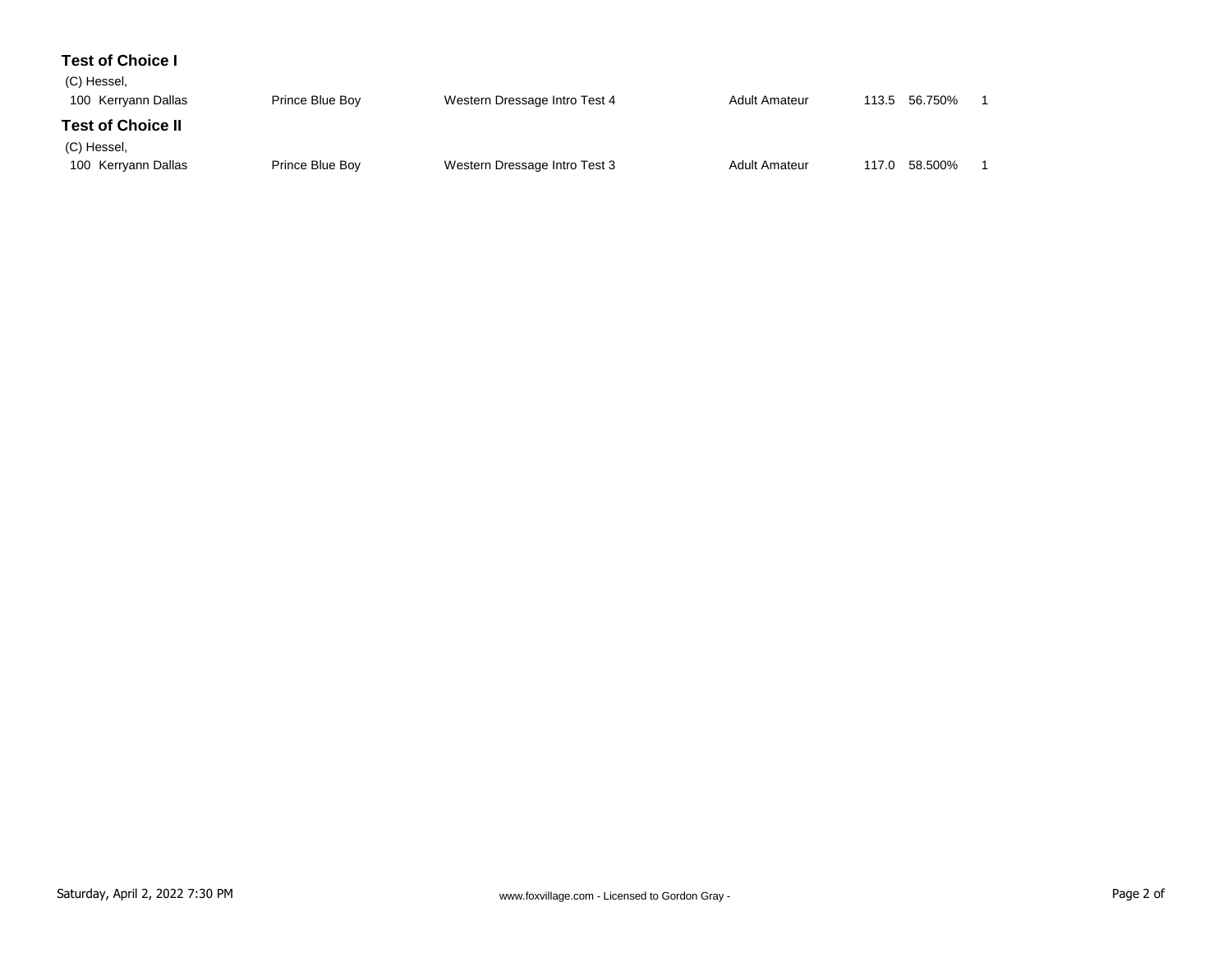### Test of Choice I

(C) Hessel,

| | | | | | | | |
|---|---|---|---|---|---|---|---|
| 100 | Kerryann Dallas | Prince Blue Boy | Western Dressage Intro Test 4 | Adult Amateur | 113.5 | 56.750% | 1 |

### Test of Choice II

(C) Hessel,

| | | | | | | | |
|---|---|---|---|---|---|---|---|
| 100 | Kerryann Dallas | Prince Blue Boy | Western Dressage Intro Test 3 | Adult Amateur | 117.0 | 58.500% | 1 |